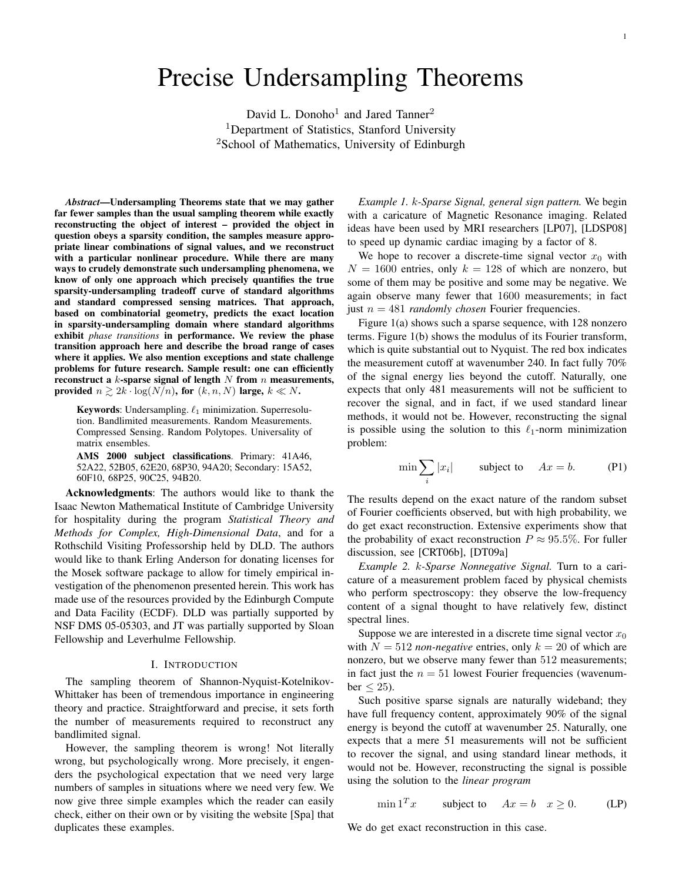# Precise Undersampling Theorems

David L. Donoho[1] and Jared Tanner[2]
[1]Department of Statistics, Stanford University
[2]School of Mathematics, University of Edinburgh

***Abstract*—Undersampling Theorems state that we may gather far fewer samples than the usual sampling theorem while exactly reconstructing the object of interest – provided the object in question obeys a sparsity condition, the samples measure appropriate linear combinations of signal values, and we reconstruct with a particular nonlinear procedure. While there are many ways to crudely demonstrate such undersampling phenomena, we know of only one approach which precisely quantifies the true sparsity-undersampling tradeoff curve of standard algorithms and standard compressed sensing matrices. That approach, based on combinatorial geometry, predicts the exact location in sparsity-undersampling domain where standard algorithms exhibit *phase transitions* in performance. We review the phase transition approach here and describe the broad range of cases where it applies. We also mention exceptions and state challenge problems for future research. Sample result: one can efficiently reconstruct a $k$-sparse signal of length $N$ from $n$ measurements, provided $n \gtrsim 2k \cdot \log(N/n)$, for $(k, n, N)$ large, $k \ll N$.**

**Keywords**: Undersampling. $\ell_1$ minimization. Superresolution. Bandlimited measurements. Random Measurements. Compressed Sensing. Random Polytopes. Universality of matrix ensembles.

**AMS 2000 subject classifications**. Primary: 41A46, 52A22, 52B05, 62E20, 68P30, 94A20; Secondary: 15A52, 60F10, 68P25, 90C25, 94B20.

**Acknowledgments**: The authors would like to thank the Isaac Newton Mathematical Institute of Cambridge University for hospitality during the program *Statistical Theory and Methods for Complex, High-Dimensional Data*, and for a Rothschild Visiting Professorship held by DLD. The authors would like to thank Erling Anderson for donating licenses for the Mosek software package to allow for timely empirical investigation of the phenomenon presented herein. This work has made use of the resources provided by the Edinburgh Compute and Data Facility (ECDF). DLD was partially supported by NSF DMS 05-05303, and JT was partially supported by Sloan Fellowship and Leverhulme Fellowship.

## I. Introduction

The sampling theorem of Shannon-Nyquist-Kotelnikov-Whittaker has been of tremendous importance in engineering theory and practice. Straightforward and precise, it sets forth the number of measurements required to reconstruct any bandlimited signal.

However, the sampling theorem is wrong! Not literally wrong, but psychologically wrong. More precisely, it engenders the psychological expectation that we need very large numbers of samples in situations where we need very few. We now give three simple examples which the reader can easily check, either on their own or by visiting the website [Spa] that duplicates these examples.

*Example 1. $k$-Sparse Signal, general sign pattern.* We begin with a caricature of Magnetic Resonance imaging. Related ideas have been used by MRI researchers [LP07], [LDSP08] to speed up dynamic cardiac imaging by a factor of 8.

We hope to recover a discrete-time signal vector $x_0$ with $N = 1600$ entries, only $k = 128$ of which are nonzero, but some of them may be positive and some may be negative. We again observe many fewer that 1600 measurements; in fact just $n = 481$ *randomly chosen* Fourier frequencies.

Figure 1(a) shows such a sparse sequence, with 128 nonzero terms. Figure 1(b) shows the modulus of its Fourier transform, which is quite substantial out to Nyquist. The red box indicates the measurement cutoff at wavenumber 240. In fact fully 70% of the signal energy lies beyond the cutoff. Naturally, one expects that only 481 measurements will not be sufficient to recover the signal, and in fact, if we used standard linear methods, it would not be. However, reconstructing the signal is possible using the solution to this $\ell_1$-norm minimization problem:

$$\min \sum_i |x_i| \qquad \text{subject to} \quad Ax = b. \tag{P1}$$

The results depend on the exact nature of the random subset of Fourier coefficients observed, but with high probability, we do get exact reconstruction. Extensive experiments show that the probability of exact reconstruction $P \approx 95.5\%$. For fuller discussion, see [CRT06b], [DT09a]

*Example 2. $k$-Sparse Nonnegative Signal.* Turn to a caricature of a measurement problem faced by physical chemists who perform spectroscopy: they observe the low-frequency content of a signal thought to have relatively few, distinct spectral lines.

Suppose we are interested in a discrete time signal vector $x_0$ with $N = 512$ *non-negative* entries, only $k = 20$ of which are nonzero, but we observe many fewer than 512 measurements; in fact just the $n = 51$ lowest Fourier frequencies (wavenumber $\leq 25$).

Such positive sparse signals are naturally wideband; they have full frequency content, approximately 90% of the signal energy is beyond the cutoff at wavenumber 25. Naturally, one expects that a mere 51 measurements will not be sufficient to recover the signal, and using standard linear methods, it would not be. However, reconstructing the signal is possible using the solution to the *linear program*

$$\min 1^T x \qquad \text{subject to} \quad Ax = b \quad x \geq 0. \tag{LP}$$

We do get exact reconstruction in this case.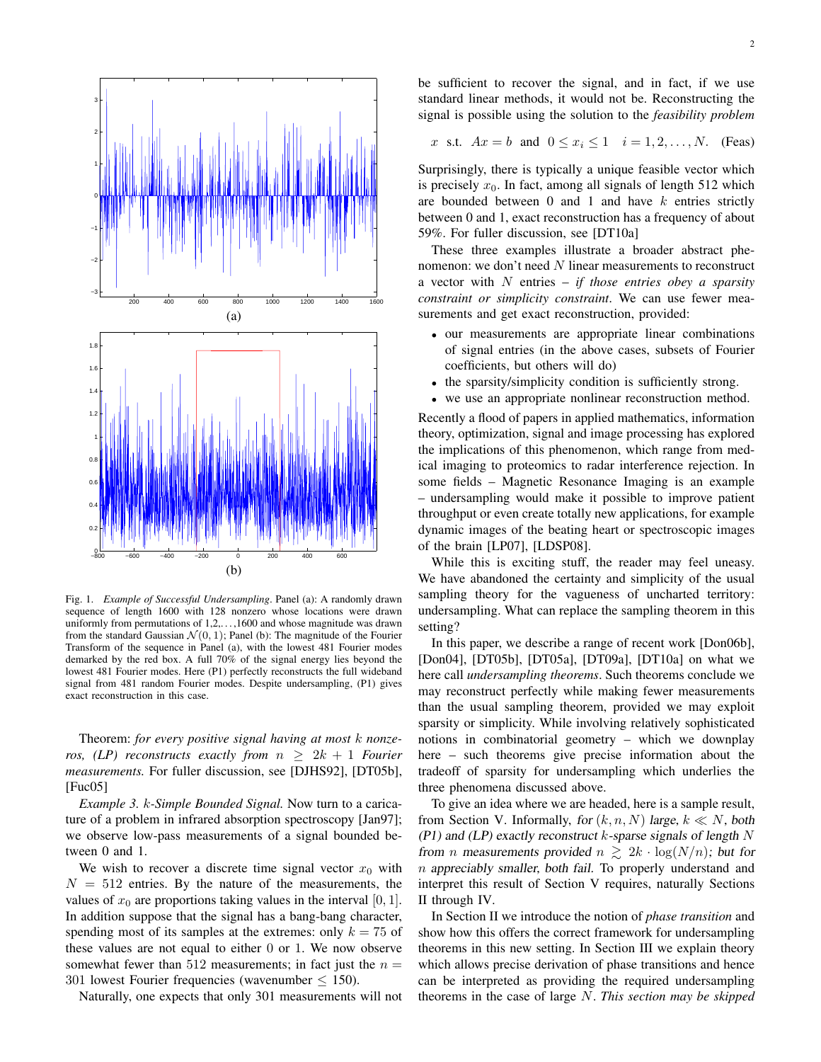Fig. 1. *Example of Successful Undersampling*. Panel (a): A randomly drawn sequence of length 1600 with 128 nonzero whose locations were drawn uniformly from permutations of 1,2,…,1600 and whose magnitude was drawn from the standard Gaussian $\mathcal{N}(0,1)$; Panel (b): The magnitude of the Fourier Transform of the sequence in Panel (a), with the lowest 481 Fourier modes demarked by the red box. A full 70% of the signal energy lies beyond the lowest 481 Fourier modes. Here (P1) perfectly reconstructs the full wideband signal from 481 random Fourier modes. Despite undersampling, (P1) gives exact reconstruction in this case.

Theorem: *for every positive signal having at most $k$ nonzeros, (LP) reconstructs exactly from $n \geq 2k+1$ Fourier measurements.* For fuller discussion, see [DJHS92], [DT05b], [Fuc05]

*Example 3. $k$-Simple Bounded Signal.* Now turn to a caricature of a problem in infrared absorption spectroscopy [Jan97]; we observe low-pass measurements of a signal bounded between 0 and 1.

We wish to recover a discrete time signal vector $x_0$ with $N = 512$ entries. By the nature of the measurements, the values of $x_0$ are proportions taking values in the interval $[0,1]$. In addition suppose that the signal has a bang-bang character, spending most of its samples at the extremes: only $k = 75$ of these values are not equal to either 0 or 1. We now observe somewhat fewer than 512 measurements; in fact just the $n = 301$ lowest Fourier frequencies (wavenumber $\leq 150$).

Naturally, one expects that only 301 measurements will not be sufficient to recover the signal, and in fact, if we use standard linear methods, it would not be. Reconstructing the signal is possible using the solution to the *feasibility problem*

$$x \;\text{ s.t. }\; Ax = b \;\text{ and }\; 0 \leq x_i \leq 1 \quad i = 1, 2, \ldots, N. \quad \text{(Feas)}$$

Surprisingly, there is typically a unique feasible vector which is precisely $x_0$. In fact, among all signals of length 512 which are bounded between 0 and 1 and have $k$ entries strictly between 0 and 1, exact reconstruction has a frequency of about 59%. For fuller discussion, see [DT10a]

These three examples illustrate a broader abstract phenomenon: we don't need $N$ linear measurements to reconstruct a vector with $N$ entries – *if those entries obey a sparsity constraint or simplicity constraint*. We can use fewer measurements and get exact reconstruction, provided:

- our measurements are appropriate linear combinations of signal entries (in the above cases, subsets of Fourier coefficients, but others will do)
- the sparsity/simplicity condition is sufficiently strong.
- we use an appropriate nonlinear reconstruction method.

Recently a flood of papers in applied mathematics, information theory, optimization, signal and image processing has explored the implications of this phenomenon, which range from medical imaging to proteomics to radar interference rejection. In some fields – Magnetic Resonance Imaging is an example – undersampling would make it possible to improve patient throughput or even create totally new applications, for example dynamic images of the beating heart or spectroscopic images of the brain [LP07], [LDSP08].

While this is exciting stuff, the reader may feel uneasy. We have abandoned the certainty and simplicity of the usual sampling theory for the vagueness of uncharted territory: undersampling. What can replace the sampling theorem in this setting?

In this paper, we describe a range of recent work [Don06b], [Don04], [DT05b], [DT05a], [DT09a], [DT10a] on what we here call *undersampling theorems*. Such theorems conclude we may reconstruct perfectly while making fewer measurements than the usual sampling theorem, provided we may exploit sparsity or simplicity. While involving relatively sophisticated notions in combinatorial geometry – which we downplay here – such theorems give precise information about the tradeoff of sparsity for undersampling which underlies the three phenomena discussed above.

To give an idea where we are headed, here is a sample result, from Section V. Informally, *for $(k, n, N)$ large, $k \ll N$, both (P1) and (LP) exactly reconstruct $k$-sparse signals of length $N$ from $n$ measurements provided $n \gtrsim 2k \cdot \log(N/n)$; but for $n$ appreciably smaller, both fail.* To properly understand and interpret this result of Section V requires, naturally Sections II through IV.

In Section II we introduce the notion of *phase transition* and show how this offers the correct framework for undersampling theorems in this new setting. In Section III we explain theory which allows precise derivation of phase transitions and hence can be interpreted as providing the required undersampling theorems in the case of large $N$. *This section may be skipped*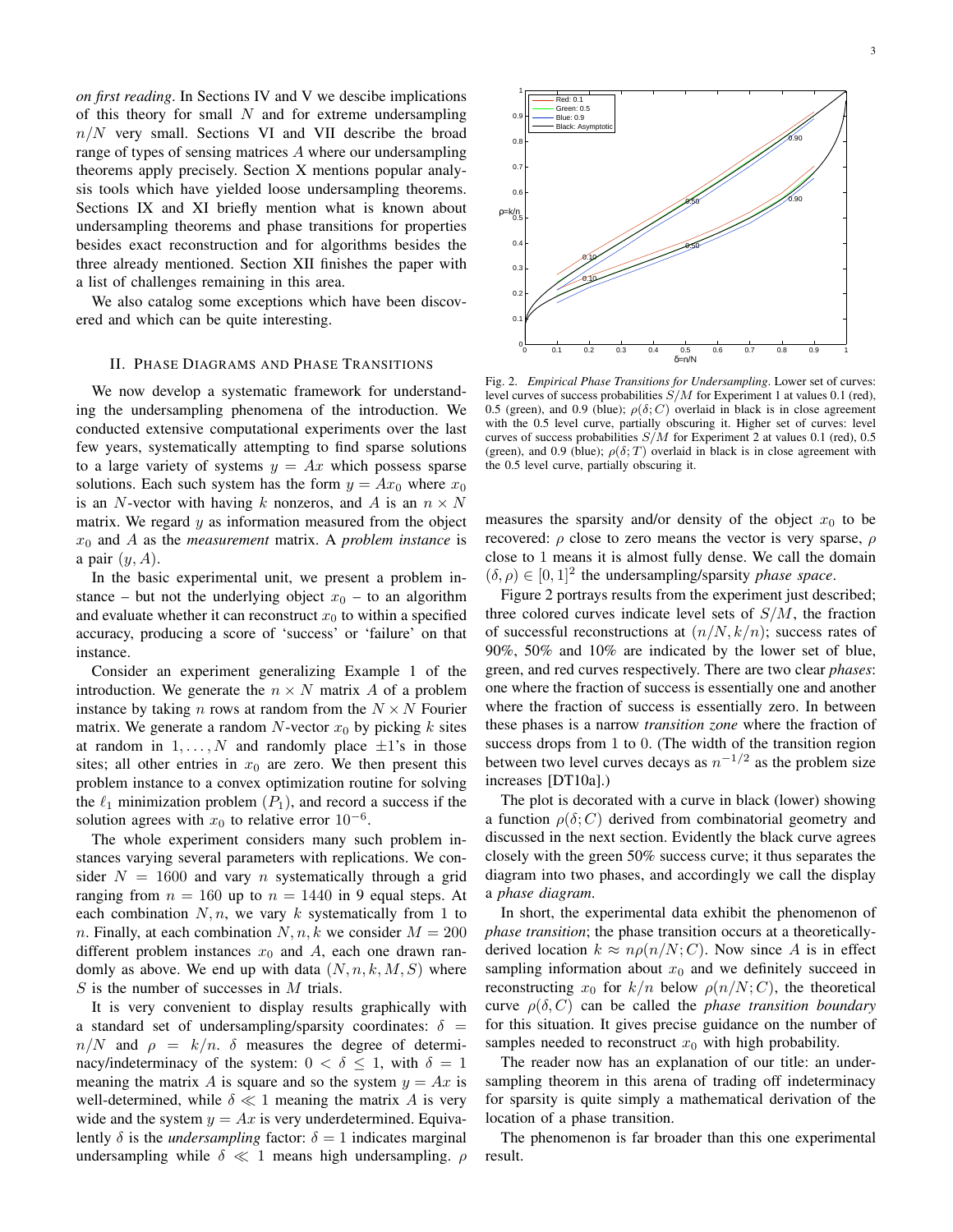*on first reading*. In Sections IV and V we descibe implications of this theory for small $N$ and for extreme undersampling $n/N$ very small. Sections VI and VII describe the broad range of types of sensing matrices $A$ where our undersampling theorems apply precisely. Section X mentions popular analysis tools which have yielded loose undersampling theorems. Sections IX and XI briefly mention what is known about undersampling theorems and phase transitions for properties besides exact reconstruction and for algorithms besides the three already mentioned. Section XII finishes the paper with a list of challenges remaining in this area.

We also catalog some exceptions which have been discovered and which can be quite interesting.

## II. Phase Diagrams and Phase Transitions

We now develop a systematic framework for understanding the undersampling phenomena of the introduction. We conducted extensive computational experiments over the last few years, systematically attempting to find sparse solutions to a large variety of systems $y = Ax$ which possess sparse solutions. Each such system has the form $y = Ax_0$ where $x_0$ is an $N$-vector with having $k$ nonzeros, and $A$ is an $n \times N$ matrix. We regard $y$ as information measured from the object $x_0$ and $A$ as the *measurement* matrix. A *problem instance* is a pair $(y, A)$.

In the basic experimental unit, we present a problem instance – but not the underlying object $x_0$ – to an algorithm and evaluate whether it can reconstruct $x_0$ to within a specified accuracy, producing a score of 'success' or 'failure' on that instance.

Consider an experiment generalizing Example 1 of the introduction. We generate the $n \times N$ matrix $A$ of a problem instance by taking $n$ rows at random from the $N \times N$ Fourier matrix. We generate a random $N$-vector $x_0$ by picking $k$ sites at random in $1, \ldots, N$ and randomly place $\pm 1$'s in those sites; all other entries in $x_0$ are zero. We then present this problem instance to a convex optimization routine for solving the $\ell_1$ minimization problem $(P_1)$, and record a success if the solution agrees with $x_0$ to relative error $10^{-6}$.

The whole experiment considers many such problem instances varying several parameters with replications. We consider $N = 1600$ and vary $n$ systematically through a grid ranging from $n = 160$ up to $n = 1440$ in 9 equal steps. At each combination $N, n$, we vary $k$ systematically from 1 to $n$. Finally, at each combination $N, n, k$ we consider $M = 200$ different problem instances $x_0$ and $A$, each one drawn randomly as above. We end up with data $(N, n, k, M, S)$ where $S$ is the number of successes in $M$ trials.

It is very convenient to display results graphically with a standard set of undersampling/sparsity coordinates: $\delta = n/N$ and $\rho = k/n$. $\delta$ measures the degree of determinacy/indeterminacy of the system: $0 < \delta \leq 1$, with $\delta = 1$ meaning the matrix $A$ is square and so the system $y = Ax$ is well-determined, while $\delta \ll 1$ meaning the matrix $A$ is very wide and the system $y = Ax$ is very underdetermined. Equivalently $\delta$ is the *undersampling* factor: $\delta = 1$ indicates marginal undersampling while $\delta \ll 1$ means high undersampling. $\rho$ measures the sparsity and/or density of the object $x_0$ to be recovered: $\rho$ close to zero means the vector is very sparse, $\rho$ close to 1 means it is almost fully dense. We call the domain $(\delta, \rho) \in [0, 1]^2$ the undersampling/sparsity *phase space*.

Fig. 2. *Empirical Phase Transitions for Undersampling*. Lower set of curves: level curves of success probabilities $S/M$ for Experiment 1 at values 0.1 (red), 0.5 (green), and 0.9 (blue); $\rho(\delta; C)$ overlaid in black is in close agreement with the 0.5 level curve, partially obscuring it. Higher set of curves: level curves of success probabilities $S/M$ for Experiment 2 at values 0.1 (red), 0.5 (green), and 0.9 (blue); $\rho(\delta; T)$ overlaid in black is in close agreement with the 0.5 level curve, partially obscuring it.

Figure 2 portrays results from the experiment just described; three colored curves indicate level sets of $S/M$, the fraction of successful reconstructions at $(n/N, k/n)$; success rates of 90%, 50% and 10% are indicated by the lower set of blue, green, and red curves respectively. There are two clear *phases*: one where the fraction of success is essentially one and another where the fraction of success is essentially zero. In between these phases is a narrow *transition zone* where the fraction of success drops from 1 to 0. (The width of the transition region between two level curves decays as $n^{-1/2}$ as the problem size increases [DT10a].)

The plot is decorated with a curve in black (lower) showing a function $\rho(\delta; C)$ derived from combinatorial geometry and discussed in the next section. Evidently the black curve agrees closely with the green 50% success curve; it thus separates the diagram into two phases, and accordingly we call the display a *phase diagram*.

In short, the experimental data exhibit the phenomenon of *phase transition*; the phase transition occurs at a theoretically-derived location $k \approx n\rho(n/N; C)$. Now since $A$ is in effect sampling information about $x_0$ and we definitely succeed in reconstructing $x_0$ for $k/n$ below $\rho(n/N; C)$, the theoretical curve $\rho(\delta, C)$ can be called the *phase transition boundary* for this situation. It gives precise guidance on the number of samples needed to reconstruct $x_0$ with high probability.

The reader now has an explanation of our title: an undersampling theorem in this arena of trading off indeterminacy for sparsity is quite simply a mathematical derivation of the location of a phase transition.

The phenomenon is far broader than this one experimental result.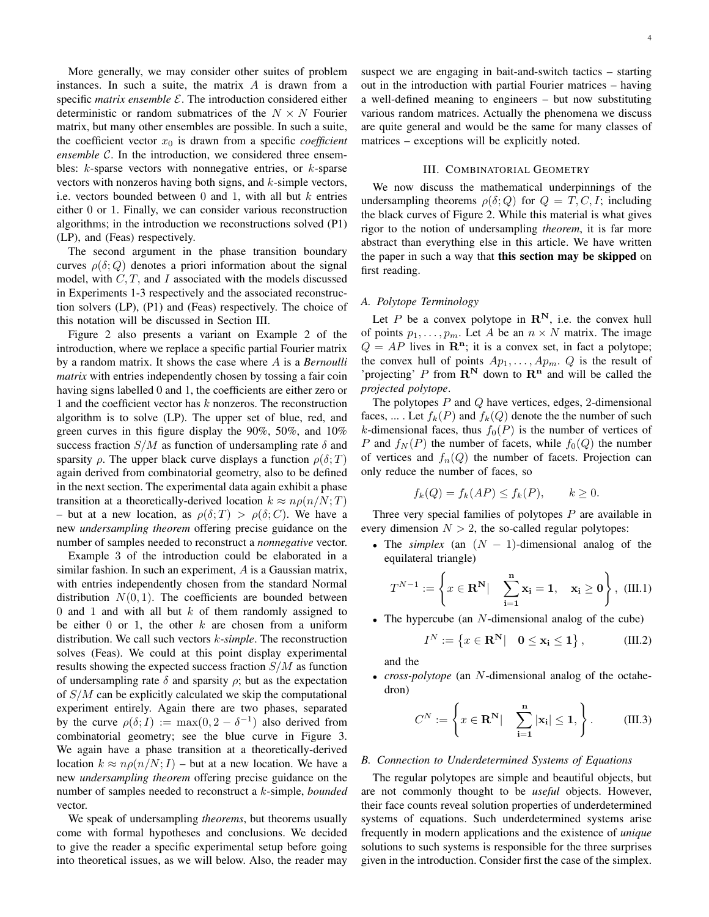More generally, we may consider other suites of problem instances. In such a suite, the matrix $A$ is drawn from a specific *matrix ensemble* $\mathcal{E}$. The introduction considered either deterministic or random submatrices of the $N \times N$ Fourier matrix, but many other ensembles are possible. In such a suite, the coefficient vector $x_0$ is drawn from a specific *coefficient ensemble* $\mathcal{C}$. In the introduction, we considered three ensembles: $k$-sparse vectors with nonnegative entries, or $k$-sparse vectors with nonzeros having both signs, and $k$-simple vectors, i.e. vectors bounded between 0 and 1, with all but $k$ entries either 0 or 1. Finally, we can consider various reconstruction algorithms; in the introduction we reconstructions solved (P1) (LP), and (Feas) respectively.

The second argument in the phase transition boundary curves $\rho(\delta; Q)$ denotes a priori information about the signal model, with $C, T,$ and $I$ associated with the models discussed in Experiments 1-3 respectively and the associated reconstruction solvers (LP), (P1) and (Feas) respectively. The choice of this notation will be discussed in Section III.

Figure 2 also presents a variant on Example 2 of the introduction, where we replace a specific partial Fourier matrix by a random matrix. It shows the case where $A$ is a *Bernoulli matrix* with entries independently chosen by tossing a fair coin having signs labelled 0 and 1, the coefficients are either zero or 1 and the coefficient vector has $k$ nonzeros. The reconstruction algorithm is to solve (LP). The upper set of blue, red, and green curves in this figure display the 90%, 50%, and 10% success fraction $S/M$ as function of undersampling rate $\delta$ and sparsity $\rho$. The upper black curve displays a function $\rho(\delta; T)$ again derived from combinatorial geometry, also to be defined in the next section. The experimental data again exhibit a phase transition at a theoretically-derived location $k \approx n\rho(n/N; T)$ – but at a new location, as $\rho(\delta; T) > \rho(\delta; C)$. We have a new *undersampling theorem* offering precise guidance on the number of samples needed to reconstruct a *nonnegative* vector.

Example 3 of the introduction could be elaborated in a similar fashion. In such an experiment, $A$ is a Gaussian matrix, with entries independently chosen from the standard Normal distribution $N(0, 1)$. The coefficients are bounded between 0 and 1 and with all but $k$ of them randomly assigned to be either 0 or 1, the other $k$ are chosen from a uniform distribution. We call such vectors $k$-*simple*. The reconstruction solves (Feas). We could at this point display experimental results showing the expected success fraction $S/M$ as function of undersampling rate $\delta$ and sparsity $\rho$; but as the expectation of $S/M$ can be explicitly calculated we skip the computational experiment entirely. Again there are two phases, separated by the curve $\rho(\delta; I) := \max(0, 2 - \delta^{-1})$ also derived from combinatorial geometry; see the blue curve in Figure 3. We again have a phase transition at a theoretically-derived location $k \approx n\rho(n/N; I)$ – but at a new location. We have a new *undersampling theorem* offering precise guidance on the number of samples needed to reconstruct a $k$-simple, *bounded* vector.

We speak of undersampling *theorems*, but theorems usually come with formal hypotheses and conclusions. We decided to give the reader a specific experimental setup before going into theoretical issues, as we will below. Also, the reader may suspect we are engaging in bait-and-switch tactics – starting out in the introduction with partial Fourier matrices – having a well-defined meaning to engineers – but now substituting various random matrices. Actually the phenomena we discuss are quite general and would be the same for many classes of matrices – exceptions will be explicitly noted.

## III. Combinatorial Geometry

We now discuss the mathematical underpinnings of the undersampling theorems $\rho(\delta; Q)$ for $Q = T, C, I$; including the black curves of Figure 2. While this material is what gives rigor to the notion of undersampling *theorem*, it is far more abstract than everything else in this article. We have written the paper in such a way that **this section may be skipped** on first reading.

### A. Polytope Terminology

Let $P$ be a convex polytope in $\mathbf{R^N}$, i.e. the convex hull of points $p_1, \ldots, p_m$. Let $A$ be an $n \times N$ matrix. The image $Q = AP$ lives in $\mathbf{R^n}$; it is a convex set, in fact a polytope; the convex hull of points $Ap_1, \ldots, Ap_m$. $Q$ is the result of 'projecting' $P$ from $\mathbf{R^N}$ down to $\mathbf{R^n}$ and will be called the *projected polytope*.

The polytopes $P$ and $Q$ have vertices, edges, 2-dimensional faces, ... . Let $f_k(P)$ and $f_k(Q)$ denote the the number of such $k$-dimensional faces, thus $f_0(P)$ is the number of vertices of $P$ and $f_N(P)$ the number of facets, while $f_0(Q)$ the number of vertices and $f_n(Q)$ the number of facets. Projection can only reduce the number of faces, so

$$f_k(Q) = f_k(AP) \leq f_k(P), \qquad k \geq 0.$$

Three very special families of polytopes $P$ are available in every dimension $N > 2$, the so-called regular polytopes:

- The *simplex* (an $(N-1)$-dimensional analog of the equilateral triangle)
$$T^{N-1} := \left\{ x \in \mathbf{R^N} | \quad \sum_{\mathbf{i=1}}^{\mathbf{n}} \mathbf{x_i = 1}, \quad \mathbf{x_i \geq 0} \right\}, \quad \text{(III.1)}$$
- The hypercube (an $N$-dimensional analog of the cube)
$$I^N := \left\{ x \in \mathbf{R^N} | \quad \mathbf{0 \leq x_i \leq 1} \right\}, \quad \text{(III.2)}$$
and the
- *cross-polytope* (an $N$-dimensional analog of the octahedron)
$$C^N := \left\{ x \in \mathbf{R^N} | \quad \sum_{\mathbf{i=1}}^{\mathbf{n}} |\mathbf{x_i}| \leq \mathbf{1}, \right\}. \quad \text{(III.3)}$$

### B. Connection to Underdetermined Systems of Equations

The regular polytopes are simple and beautiful objects, but are not commonly thought to be *useful* objects. However, their face counts reveal solution properties of underdetermined systems of equations. Such underdetermined systems arise frequently in modern applications and the existence of *unique* solutions to such systems is responsible for the three surprises given in the introduction. Consider first the case of the simplex.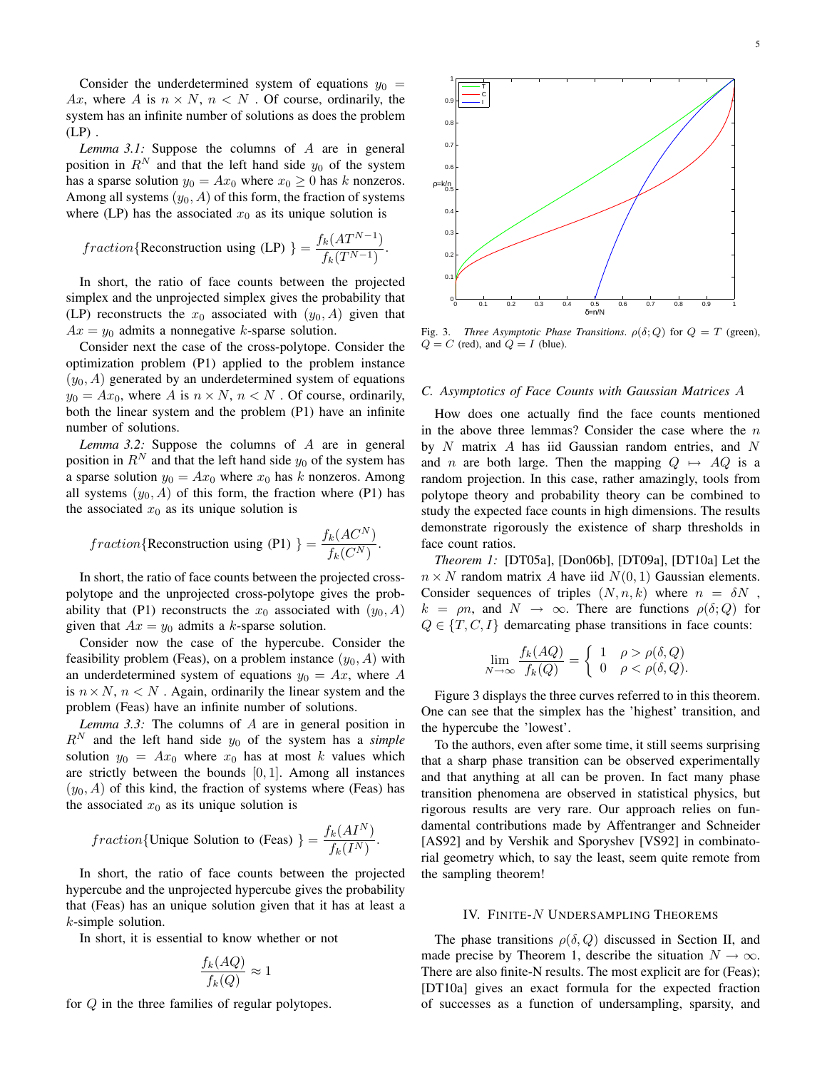Consider the underdetermined system of equations $y_0 = Ax$, where $A$ is $n \times N$, $n < N$ . Of course, ordinarily, the system has an infinite number of solutions as does the problem (LP) .

*Lemma 3.1:* Suppose the columns of $A$ are in general position in $R^N$ and that the left hand side $y_0$ of the system has a sparse solution $y_0 = Ax_0$ where $x_0 \geq 0$ has $k$ nonzeros. Among all systems $(y_0, A)$ of this form, the fraction of systems where (LP) has the associated $x_0$ as its unique solution is

$$fraction\{\text{Reconstruction using (LP) }\} = \frac{f_k(AT^{N-1})}{f_k(T^{N-1})}.$$

In short, the ratio of face counts between the projected simplex and the unprojected simplex gives the probability that (LP) reconstructs the $x_0$ associated with $(y_0, A)$ given that $Ax = y_0$ admits a nonnegative $k$-sparse solution.

Consider next the case of the cross-polytope. Consider the optimization problem (P1) applied to the problem instance $(y_0, A)$ generated by an underdetermined system of equations $y_0 = Ax_0$, where $A$ is $n \times N$, $n < N$ . Of course, ordinarily, both the linear system and the problem (P1) have an infinite number of solutions.

*Lemma 3.2:* Suppose the columns of $A$ are in general position in $R^N$ and that the left hand side $y_0$ of the system has a sparse solution $y_0 = Ax_0$ where $x_0$ has $k$ nonzeros. Among all systems $(y_0, A)$ of this form, the fraction where (P1) has the associated $x_0$ as its unique solution is

$$fraction\{\text{Reconstruction using (P1) }\} = \frac{f_k(AC^N)}{f_k(C^N)}.$$

In short, the ratio of face counts between the projected cross-polytope and the unprojected cross-polytope gives the probability that (P1) reconstructs the $x_0$ associated with $(y_0, A)$ given that $Ax = y_0$ admits a $k$-sparse solution.

Consider now the case of the hypercube. Consider the feasibility problem (Feas), on a problem instance $(y_0, A)$ with an underdetermined system of equations $y_0 = Ax$, where $A$ is $n \times N$, $n < N$ . Again, ordinarily the linear system and the problem (Feas) have an infinite number of solutions.

*Lemma 3.3:* The columns of $A$ are in general position in $R^N$ and the left hand side $y_0$ of the system has a *simple* solution $y_0 = Ax_0$ where $x_0$ has at most $k$ values which are strictly between the bounds $[0, 1]$. Among all instances $(y_0, A)$ of this kind, the fraction of systems where (Feas) has the associated $x_0$ as its unique solution is

$$fraction\{\text{Unique Solution to (Feas) }\} = \frac{f_k(AI^N)}{f_k(I^N)}.$$

In short, the ratio of face counts between the projected hypercube and the unprojected hypercube gives the probability that (Feas) has an unique solution given that it has at least a $k$-simple solution.

In short, it is essential to know whether or not

$$\frac{f_k(AQ)}{f_k(Q)} \approx 1$$

for $Q$ in the three families of regular polytopes.

Fig. 3. *Three Asymptotic Phase Transitions.* $\rho(\delta; Q)$ for $Q = T$ (green), $Q = C$ (red), and $Q = I$ (blue).

### C. Asymptotics of Face Counts with Gaussian Matrices $A$

How does one actually find the face counts mentioned in the above three lemmas? Consider the case where the $n$ by $N$ matrix $A$ has iid Gaussian random entries, and $N$ and $n$ are both large. Then the mapping $Q \mapsto AQ$ is a random projection. In this case, rather amazingly, tools from polytope theory and probability theory can be combined to study the expected face counts in high dimensions. The results demonstrate rigorously the existence of sharp thresholds in face count ratios.

*Theorem 1:* [DT05a], [Don06b], [DT09a], [DT10a] Let the $n \times N$ random matrix $A$ have iid $N(0, 1)$ Gaussian elements. Consider sequences of triples $(N, n, k)$ where $n = \delta N$ , $k = \rho n$, and $N \to \infty$. There are functions $\rho(\delta; Q)$ for $Q \in \{T, C, I\}$ demarcating phase transitions in face counts:

$$\lim_{N\to\infty} \frac{f_k(AQ)}{f_k(Q)} = \begin{cases} 1 & \rho > \rho(\delta, Q) \\ 0 & \rho < \rho(\delta, Q). \end{cases}$$

Figure 3 displays the three curves referred to in this theorem. One can see that the simplex has the 'highest' transition, and the hypercube the 'lowest'.

To the authors, even after some time, it still seems surprising that a sharp phase transition can be observed experimentally and that anything at all can be proven. In fact many phase transition phenomena are observed in statistical physics, but rigorous results are very rare. Our approach relies on fundamental contributions made by Affentranger and Schneider [AS92] and by Vershik and Sporyshev [VS92] in combinatorial geometry which, to say the least, seem quite remote from the sampling theorem!

## IV. Finite-$N$ Undersampling Theorems

The phase transitions $\rho(\delta, Q)$ discussed in Section II, and made precise by Theorem 1, describe the situation $N \to \infty$. There are also finite-N results. The most explicit are for (Feas); [DT10a] gives an exact formula for the expected fraction of successes as a function of undersampling, sparsity, and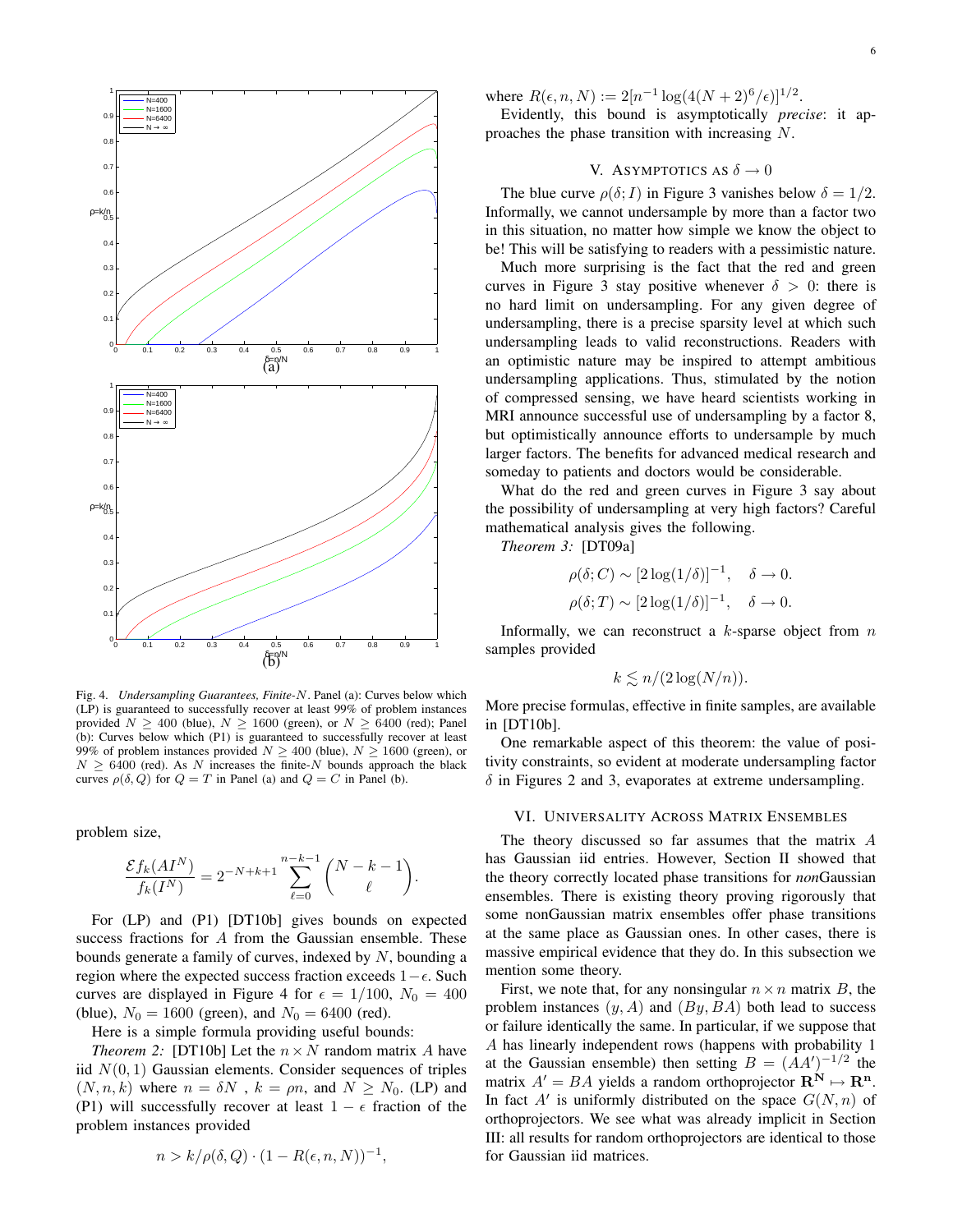Fig. 4. *Undersampling Guarantees, Finite-N.* Panel (a): Curves below which (LP) is guaranteed to successfully recover at least 99% of problem instances provided $N \geq 400$ (blue), $N \geq 1600$ (green), or $N \geq 6400$ (red); Panel (b): Curves below which (P1) is guaranteed to successfully recover at least 99% of problem instances provided $N \geq 400$ (blue), $N \geq 1600$ (green), or $N \geq 6400$ (red). As $N$ increases the finite-$N$ bounds approach the black curves $\rho(\delta, Q)$ for $Q = T$ in Panel (a) and $Q = C$ in Panel (b).

problem size,

$$\frac{\mathcal{E} f_k(AI^N)}{f_k(I^N)} = 2^{-N+k+1} \sum_{\ell=0}^{n-k-1} \binom{N-k-1}{\ell}.$$

For (LP) and (P1) [DT10b] gives bounds on expected success fractions for $A$ from the Gaussian ensemble. These bounds generate a family of curves, indexed by $N$, bounding a region where the expected success fraction exceeds $1-\epsilon$. Such curves are displayed in Figure 4 for $\epsilon = 1/100$, $N_0 = 400$ (blue), $N_0 = 1600$ (green), and $N_0 = 6400$ (red).

Here is a simple formula providing useful bounds:

*Theorem 2:* [DT10b] Let the $n \times N$ random matrix $A$ have iid $N(0, 1)$ Gaussian elements. Consider sequences of triples $(N, n, k)$ where $n = \delta N$ , $k = \rho n$, and $N \geq N_0$. (LP) and (P1) will successfully recover at least $1 - \epsilon$ fraction of the problem instances provided

$$n > k/\rho(\delta, Q) \cdot (1 - R(\epsilon, n, N))^{-1},$$

where $R(\epsilon, n, N) := 2[n^{-1} \log(4(N + 2)^6/\epsilon)]^{1/2}$.

Evidently, this bound is asymptotically *precise*: it approaches the phase transition with increasing $N$.

## V. Asymptotics as $\delta \to 0$

The blue curve $\rho(\delta; I)$ in Figure 3 vanishes below $\delta = 1/2$. Informally, we cannot undersample by more than a factor two in this situation, no matter how simple we know the object to be! This will be satisfying to readers with a pessimistic nature.

Much more surprising is the fact that the red and green curves in Figure 3 stay positive whenever $\delta > 0$: there is no hard limit on undersampling. For any given degree of undersampling, there is a precise sparsity level at which such undersampling leads to valid reconstructions. Readers with an optimistic nature may be inspired to attempt ambitious undersampling applications. Thus, stimulated by the notion of compressed sensing, we have heard scientists working in MRI announce successful use of undersampling by a factor 8, but optimistically announce efforts to undersample by much larger factors. The benefits for advanced medical research and someday to patients and doctors would be considerable.

What do the red and green curves in Figure 3 say about the possibility of undersampling at very high factors? Careful mathematical analysis gives the following.

*Theorem 3:* [DT09a]

$$\rho(\delta; C) \sim [2 \log(1/\delta)]^{-1}, \quad \delta \to 0.$$

$$\rho(\delta; T) \sim [2 \log(1/\delta)]^{-1}, \quad \delta \to 0.$$

Informally, we can reconstruct a $k$-sparse object from $n$ samples provided

$$k \lesssim n/(2 \log(N/n)).$$

More precise formulas, effective in finite samples, are available in [DT10b].

One remarkable aspect of this theorem: the value of positivity constraints, so evident at moderate undersampling factor $\delta$ in Figures 2 and 3, evaporates at extreme undersampling.

## VI. Universality Across Matrix Ensembles

The theory discussed so far assumes that the matrix $A$ has Gaussian iid entries. However, Section II showed that the theory correctly located phase transitions for *non*Gaussian ensembles. There is existing theory proving rigorously that some nonGaussian matrix ensembles offer phase transitions at the same place as Gaussian ones. In other cases, there is massive empirical evidence that they do. In this subsection we mention some theory.

First, we note that, for any nonsingular $n \times n$ matrix $B$, the problem instances $(y, A)$ and $(By, BA)$ both lead to success or failure identically the same. In particular, if we suppose that $A$ has linearly independent rows (happens with probability 1 at the Gaussian ensemble) then setting $B = (AA')^{-1/2}$ the matrix $A' = BA$ yields a random orthoprojector $\mathbf{R}^\mathbf{N} \mapsto \mathbf{R}^\mathbf{n}$. In fact $A'$ is uniformly distributed on the space $G(N, n)$ of orthoprojectors. We see what was already implicit in Section III: all results for random orthoprojectors are identical to those for Gaussian iid matrices.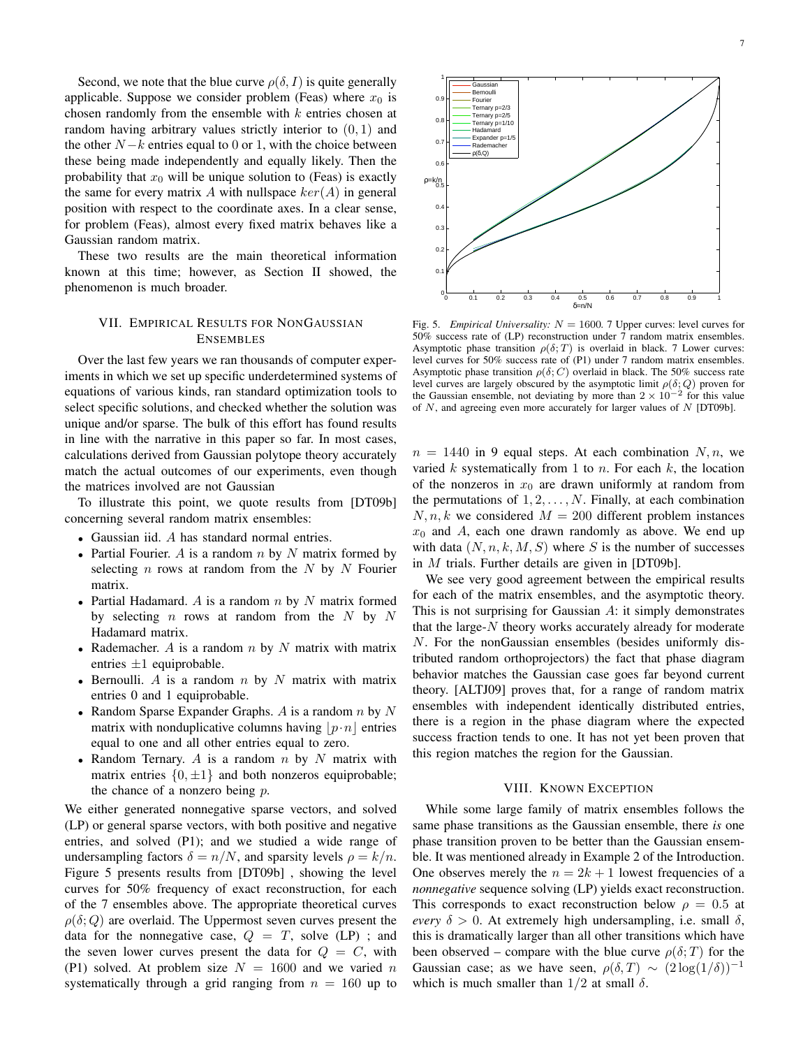Second, we note that the blue curve $\rho(\delta, I)$ is quite generally applicable. Suppose we consider problem (Feas) where $x_0$ is chosen randomly from the ensemble with $k$ entries chosen at random having arbitrary values strictly interior to $(0, 1)$ and the other $N-k$ entries equal to 0 or 1, with the choice between these being made independently and equally likely. Then the probability that $x_0$ will be unique solution to (Feas) is exactly the same for every matrix $A$ with nullspace $ker(A)$ in general position with respect to the coordinate axes. In a clear sense, for problem (Feas), almost every fixed matrix behaves like a Gaussian random matrix.

These two results are the main theoretical information known at this time; however, as Section II showed, the phenomenon is much broader.

## VII. Empirical Results for NonGaussian Ensembles

Over the last few years we ran thousands of computer experiments in which we set up specific underdetermined systems of equations of various kinds, ran standard optimization tools to select specific solutions, and checked whether the solution was unique and/or sparse. The bulk of this effort has found results in line with the narrative in this paper so far. In most cases, calculations derived from Gaussian polytope theory accurately match the actual outcomes of our experiments, even though the matrices involved are not Gaussian

To illustrate this point, we quote results from [DT09b] concerning several random matrix ensembles:

- Gaussian iid. $A$ has standard normal entries.
- Partial Fourier. $A$ is a random $n$ by $N$ matrix formed by selecting $n$ rows at random from the $N$ by $N$ Fourier matrix.
- Partial Hadamard. $A$ is a random $n$ by $N$ matrix formed by selecting $n$ rows at random from the $N$ by $N$ Hadamard matrix.
- Rademacher. $A$ is a random $n$ by $N$ matrix with matrix entries $\pm 1$ equiprobable.
- Bernoulli. $A$ is a random $n$ by $N$ matrix with matrix entries 0 and 1 equiprobable.
- Random Sparse Expander Graphs. $A$ is a random $n$ by $N$ matrix with nonduplicative columns having $\lfloor p \cdot n \rfloor$ entries equal to one and all other entries equal to zero.
- Random Ternary. $A$ is a random $n$ by $N$ matrix with matrix entries $\{0, \pm 1\}$ and both nonzeros equiprobable; the chance of a nonzero being $p$.

We either generated nonnegative sparse vectors, and solved (LP) or general sparse vectors, with both positive and negative entries, and solved (P1); and we studied a wide range of undersampling factors $\delta = n/N$, and sparsity levels $\rho = k/n$. Figure 5 presents results from [DT09b] , showing the level curves for 50% frequency of exact reconstruction, for each of the 7 ensembles above. The appropriate theoretical curves $\rho(\delta; Q)$ are overlaid. The Uppermost seven curves present the data for the nonnegative case, $Q = T$, solve (LP) ; and the seven lower curves present the data for $Q = C$, with (P1) solved. At problem size $N = 1600$ and we varied $n$ systematically through a grid ranging from $n = 160$ up to $n = 1440$ in 9 equal steps. At each combination $N, n$, we varied $k$ systematically from 1 to $n$. For each $k$, the location of the nonzeros in $x_0$ are drawn uniformly at random from the permutations of $1, 2, \ldots, N$. Finally, at each combination $N, n, k$ we considered $M = 200$ different problem instances $x_0$ and $A$, each one drawn randomly as above. We end up with data $(N, n, k, M, S)$ where $S$ is the number of successes in $M$ trials. Further details are given in [DT09b].

Fig. 5. *Empirical Universality:* $N = 1600$. 7 Upper curves: level curves for 50% success rate of (LP) reconstruction under 7 random matrix ensembles. Asymptotic phase transition $\rho(\delta; T)$ is overlaid in black. 7 Lower curves: level curves for 50% success rate of (P1) under 7 random matrix ensembles. Asymptotic phase transition $\rho(\delta; C)$ overlaid in black. The 50% success rate level curves are largely obscured by the asymptotic limit $\rho(\delta; Q)$ proven for the Gaussian ensemble, not deviating by more than $2 \times 10^{-2}$ for this value of $N$, and agreeing even more accurately for larger values of $N$ [DT09b].

We see very good agreement between the empirical results for each of the matrix ensembles, and the asymptotic theory. This is not surprising for Gaussian $A$: it simply demonstrates that the large-$N$ theory works accurately already for moderate $N$. For the nonGaussian ensembles (besides uniformly distributed random orthoprojectors) the fact that phase diagram behavior matches the Gaussian case goes far beyond current theory. [ALTJ09] proves that, for a range of random matrix ensembles with independent identically distributed entries, there is a region in the phase diagram where the expected success fraction tends to one. It has not yet been proven that this region matches the region for the Gaussian.

## VIII. Known Exception

While some large family of matrix ensembles follows the same phase transitions as the Gaussian ensemble, there *is* one phase transition proven to be better than the Gaussian ensemble. It was mentioned already in Example 2 of the Introduction. One observes merely the $n = 2k + 1$ lowest frequencies of a *nonnegative* sequence solving (LP) yields exact reconstruction. This corresponds to exact reconstruction below $\rho = 0.5$ at *every* $\delta > 0$. At extremely high undersampling, i.e. small $\delta$, this is dramatically larger than all other transitions which have been observed – compare with the blue curve $\rho(\delta; T)$ for the Gaussian case; as we have seen, $\rho(\delta, T) \sim (2 \log(1/\delta))^{-1}$ which is much smaller than $1/2$ at small $\delta$.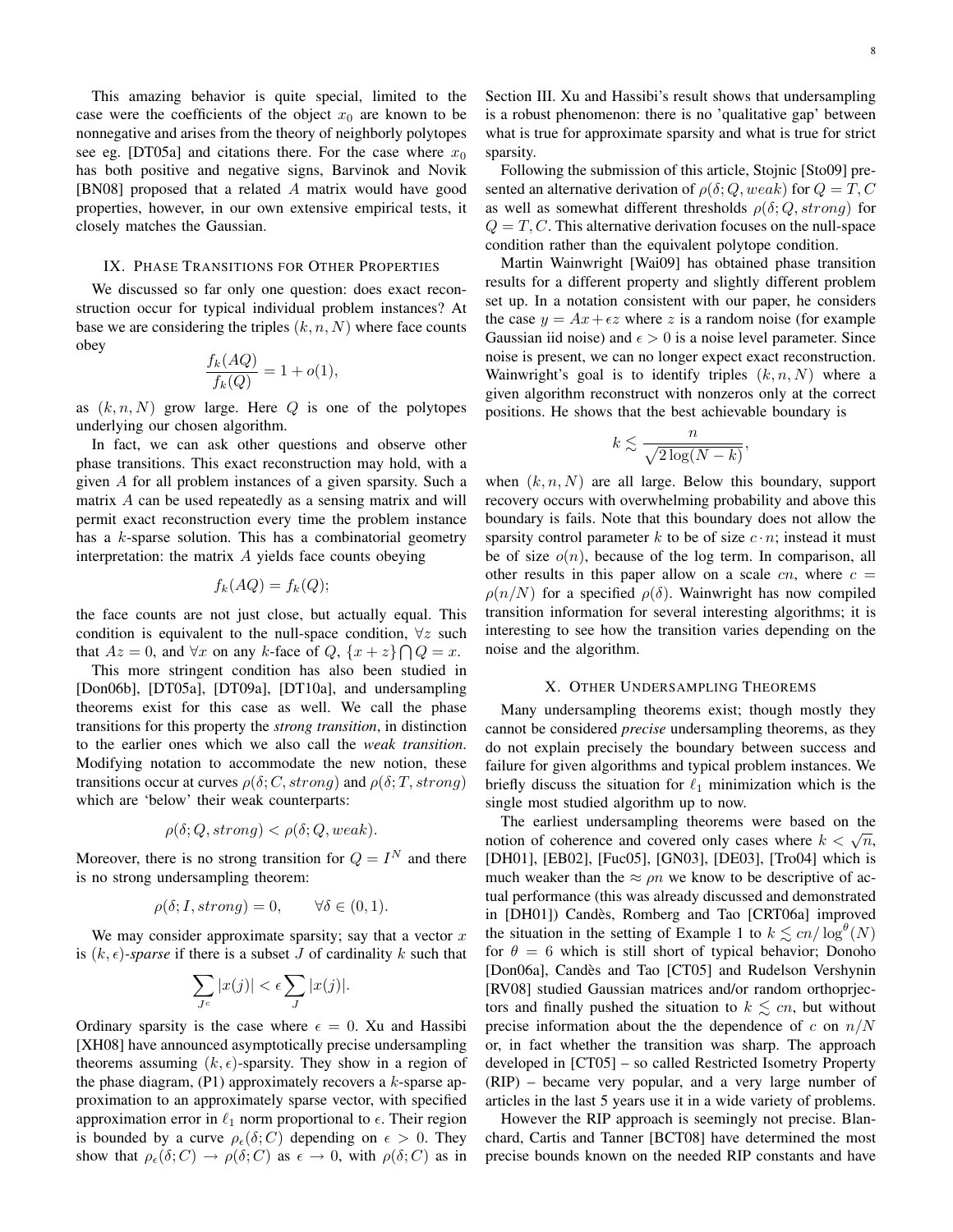This amazing behavior is quite special, limited to the case were the coefficients of the object $x_0$ are known to be nonnegative and arises from the theory of neighborly polytopes see eg. [DT05a] and citations there. For the case where $x_0$ has both positive and negative signs, Barvinok and Novik [BN08] proposed that a related $A$ matrix would have good properties, however, in our own extensive empirical tests, it closely matches the Gaussian.

## IX. Phase Transitions for Other Properties

We discussed so far only one question: does exact reconstruction occur for typical individual problem instances? At base we are considering the triples $(k, n, N)$ where face counts obey

$$\frac{f_k(AQ)}{f_k(Q)} = 1 + o(1),$$

as $(k, n, N)$ grow large. Here $Q$ is one of the polytopes underlying our chosen algorithm.

In fact, we can ask other questions and observe other phase transitions. This exact reconstruction may hold, with a given $A$ for all problem instances of a given sparsity. Such a matrix $A$ can be used repeatedly as a sensing matrix and will permit exact reconstruction every time the problem instance has a $k$-sparse solution. This has a combinatorial geometry interpretation: the matrix $A$ yields face counts obeying

$$f_k(AQ) = f_k(Q);$$

the face counts are not just close, but actually equal. This condition is equivalent to the null-space condition, $\forall z$ such that $Az = 0$, and $\forall x$ on any $k$-face of $Q$, $\{x + z\} \bigcap Q = x$.

This more stringent condition has also been studied in [Don06b], [DT05a], [DT09a], [DT10a], and undersampling theorems exist for this case as well. We call the phase transitions for this property the *strong transition*, in distinction to the earlier ones which we also call the *weak transition*. Modifying notation to accommodate the new notion, these transitions occur at curves $\rho(\delta; C, strong)$ and $\rho(\delta; T, strong)$ which are 'below' their weak counterparts:

$$\rho(\delta; Q, strong) < \rho(\delta; Q, weak).$$

Moreover, there is no strong transition for $Q = I^N$ and there is no strong undersampling theorem:

$$\rho(\delta; I, strong) = 0, \qquad \forall \delta \in (0, 1).$$

We may consider approximate sparsity; say that a vector $x$ is $(k, \epsilon)$*-sparse* if there is a subset $J$ of cardinality $k$ such that

$$\sum_{J^c} |x(j)| < \epsilon \sum_{J} |x(j)|.$$

Ordinary sparsity is the case where $\epsilon = 0$. Xu and Hassibi [XH08] have announced asymptotically precise undersampling theorems assuming $(k, \epsilon)$-sparsity. They show in a region of the phase diagram, (P1) approximately recovers a $k$-sparse approximation to an approximately sparse vector, with specified approximation error in $\ell_1$ norm proportional to $\epsilon$. Their region is bounded by a curve $\rho_\epsilon(\delta; C)$ depending on $\epsilon > 0$. They show that $\rho_\epsilon(\delta; C) \to \rho(\delta; C)$ as $\epsilon \to 0$, with $\rho(\delta; C)$ as in Section III. Xu and Hassibi's result shows that undersampling is a robust phenomenon: there is no 'qualitative gap' between what is true for approximate sparsity and what is true for strict sparsity.

Following the submission of this article, Stojnic [Sto09] presented an alternative derivation of $\rho(\delta; Q, weak)$ for $Q = T, C$ as well as somewhat different thresholds $\rho(\delta; Q, strong)$ for $Q = T, C$. This alternative derivation focuses on the null-space condition rather than the equivalent polytope condition.

Martin Wainwright [Wai09] has obtained phase transition results for a different property and slightly different problem set up. In a notation consistent with our paper, he considers the case $y = Ax + \epsilon z$ where $z$ is a random noise (for example Gaussian iid noise) and $\epsilon > 0$ is a noise level parameter. Since noise is present, we can no longer expect exact reconstruction. Wainwright's goal is to identify triples $(k, n, N)$ where a given algorithm reconstruct with nonzeros only at the correct positions. He shows that the best achievable boundary is

$$k \lesssim \frac{n}{\sqrt{2\log(N-k)}},$$

when $(k, n, N)$ are all large. Below this boundary, support recovery occurs with overwhelming probability and above this boundary is fails. Note that this boundary does not allow the sparsity control parameter $k$ to be of size $c \cdot n$; instead it must be of size $o(n)$, because of the log term. In comparison, all other results in this paper allow on a scale $cn$, where $c = \rho(n/N)$ for a specified $\rho(\delta)$. Wainwright has now compiled transition information for several interesting algorithms; it is interesting to see how the transition varies depending on the noise and the algorithm.

## X. Other Undersampling Theorems

Many undersampling theorems exist; though mostly they cannot be considered *precise* undersampling theorems, as they do not explain precisely the boundary between success and failure for given algorithms and typical problem instances. We briefly discuss the situation for $\ell_1$ minimization which is the single most studied algorithm up to now.

The earliest undersampling theorems were based on the notion of coherence and covered only cases where $k < \sqrt{n}$, [DH01], [EB02], [Fuc05], [GN03], [DE03], [Tro04] which is much weaker than the $\approx \rho n$ we know to be descriptive of actual performance (this was already discussed and demonstrated in [DH01]) Candès, Romberg and Tao [CRT06a] improved the situation in the setting of Example 1 to $k \lesssim cn/\log^\theta(N)$ for $\theta = 6$ which is still short of typical behavior; Donoho [Don06a], Candès and Tao [CT05] and Rudelson Vershynin [RV08] studied Gaussian matrices and/or random orthoprjectors and finally pushed the situation to $k \lesssim cn$, but without precise information about the the dependence of $c$ on $n/N$ or, in fact whether the transition was sharp. The approach developed in [CT05] – so called Restricted Isometry Property (RIP) – became very popular, and a very large number of articles in the last 5 years use it in a wide variety of problems.

However the RIP approach is seemingly not precise. Blanchard, Cartis and Tanner [BCT08] have determined the most precise bounds known on the needed RIP constants and have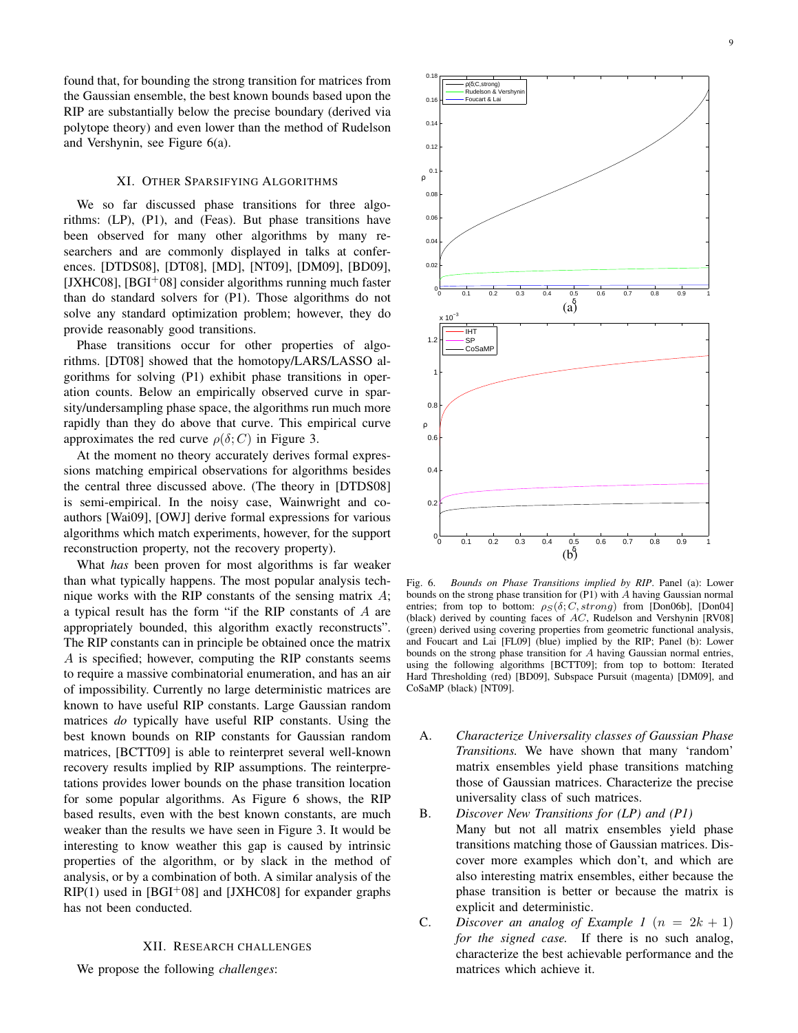found that, for bounding the strong transition for matrices from the Gaussian ensemble, the best known bounds based upon the RIP are substantially below the precise boundary (derived via polytope theory) and even lower than the method of Rudelson and Vershynin, see Figure 6(a).

## XI. Other Sparsifying Algorithms

We so far discussed phase transitions for three algorithms: (LP), (P1), and (Feas). But phase transitions have been observed for many other algorithms by many researchers and are commonly displayed in talks at conferences. [DTDS08], [DT08], [MD], [NT09], [DM09], [BD09], [JXHC08], [BGI+08] consider algorithms running much faster than do standard solvers for (P1). Those algorithms do not solve any standard optimization problem; however, they do provide reasonably good transitions.

Phase transitions occur for other properties of algorithms. [DT08] showed that the homotopy/LARS/LASSO algorithms for solving (P1) exhibit phase transitions in operation counts. Below an empirically observed curve in sparsity/undersampling phase space, the algorithms run much more rapidly than they do above that curve. This empirical curve approximates the red curve $\rho(\delta; C)$ in Figure 3.

At the moment no theory accurately derives formal expressions matching empirical observations for algorithms besides the central three discussed above. (The theory in [DTDS08] is semi-empirical. In the noisy case, Wainwright and coauthors [Wai09], [OWJ] derive formal expressions for various algorithms which match experiments, however, for the support reconstruction property, not the recovery property).

What *has* been proven for most algorithms is far weaker than what typically happens. The most popular analysis technique works with the RIP constants of the sensing matrix $A$; a typical result has the form "if the RIP constants of $A$ are appropriately bounded, this algorithm exactly reconstructs". The RIP constants can in principle be obtained once the matrix $A$ is specified; however, computing the RIP constants seems to require a massive combinatorial enumeration, and has an air of impossibility. Currently no large deterministic matrices are known to have useful RIP constants. Large Gaussian random matrices *do* typically have useful RIP constants. Using the best known bounds on RIP constants for Gaussian random matrices, [BCTT09] is able to reinterpret several well-known recovery results implied by RIP assumptions. The reinterpretations provides lower bounds on the phase transition location for some popular algorithms. As Figure 6 shows, the RIP based results, even with the best known constants, are much weaker than the results we have seen in Figure 3. It would be interesting to know weather this gap is caused by intrinsic properties of the algorithm, or by slack in the method of analysis, or by a combination of both. A similar analysis of the RIP(1) used in [BGI+08] and [JXHC08] for expander graphs has not been conducted.

## XII. Research Challenges

We propose the following *challenges*:

Fig. 6. *Bounds on Phase Transitions implied by RIP*. Panel (a): Lower bounds on the strong phase transition for (P1) with $A$ having Gaussian normal entries; from top to bottom: $\rho_S(\delta; C, strong)$ from [Don06b], [Don04] (black) derived by counting faces of $AC$, Rudelson and Vershynin [RV08] (green) derived using covering properties from geometric functional analysis, and Foucart and Lai [FL09] (blue) implied by the RIP; Panel (b): Lower bounds on the strong phase transition for $A$ having Gaussian normal entries, using the following algorithms [BCTT09]; from top to bottom: Iterated Hard Thresholding (red) [BD09], Subspace Pursuit (magenta) [DM09], and CoSaMP (black) [NT09].

A. *Characterize Universality classes of Gaussian Phase Transitions.* We have shown that many 'random' matrix ensembles yield phase transitions matching those of Gaussian matrices. Characterize the precise universality class of such matrices.

B. *Discover New Transitions for (LP) and (P1)* Many but not all matrix ensembles yield phase transitions matching those of Gaussian matrices. Discover more examples which don't, and which are also interesting matrix ensembles, either because the phase transition is better or because the matrix is explicit and deterministic.

C. *Discover an analog of Example 1 ($n = 2k + 1$) for the signed case.* If there is no such analog, characterize the best achievable performance and the matrices which achieve it.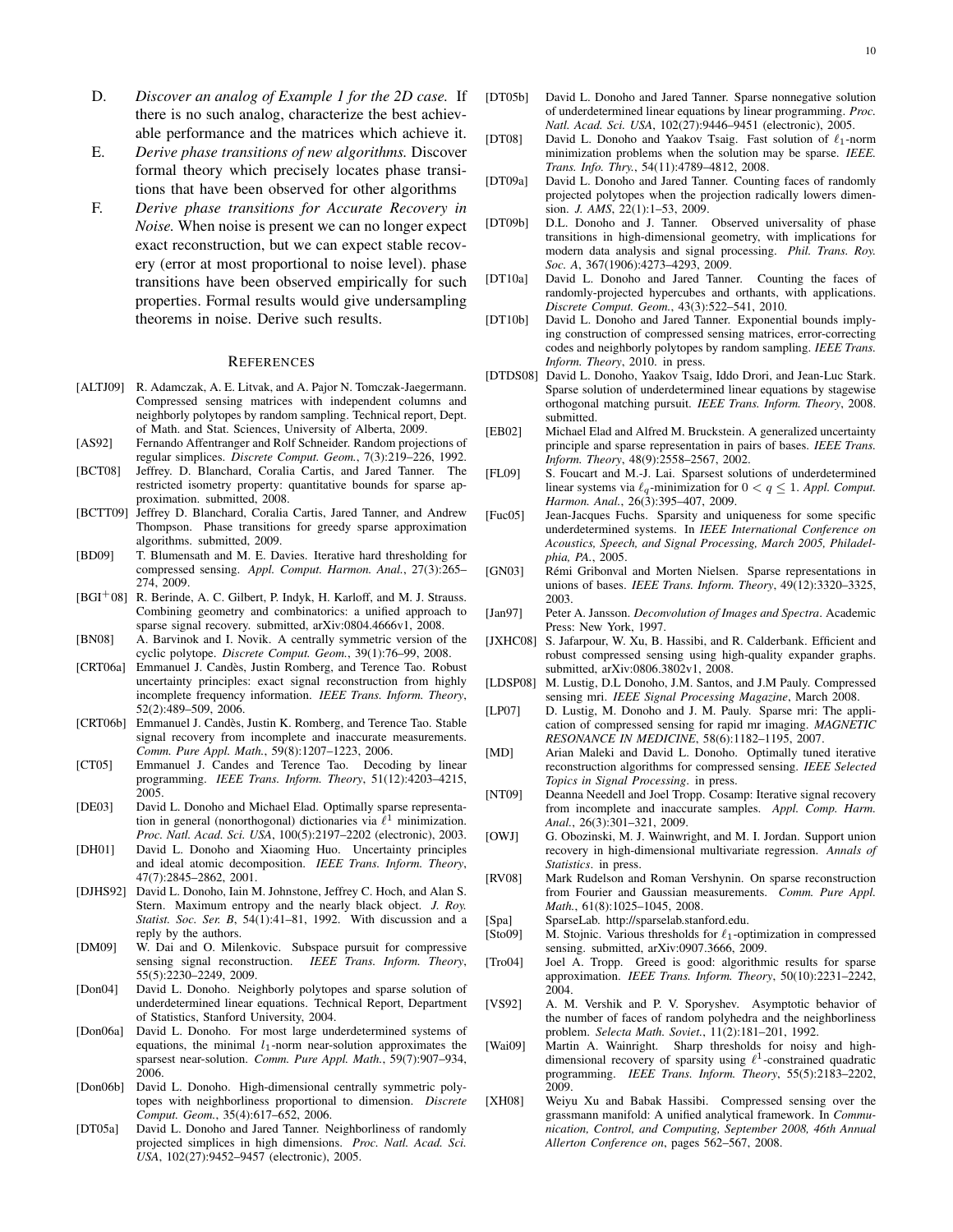D. *Discover an analog of Example 1 for the 2D case.* If there is no such analog, characterize the best achievable performance and the matrices which achieve it.

E. *Derive phase transitions of new algorithms.* Discover formal theory which precisely locates phase transitions that have been observed for other algorithms

F. *Derive phase transitions for Accurate Recovery in Noise.* When noise is present we can no longer expect exact reconstruction, but we can expect stable recovery (error at most proportional to noise level). phase transitions have been observed empirically for such properties. Formal results would give undersampling theorems in noise. Derive such results.

## References

- [ALTJ09] R. Adamczak, A. E. Litvak, and A. Pajor N. Tomczak-Jaegermann. Compressed sensing matrices with independent columns and neighborly polytopes by random sampling. Technical report, Dept. of Math. and Stat. Sciences, University of Alberta, 2009.
- [AS92] Fernando Affentranger and Rolf Schneider. Random projections of regular simplices. *Discrete Comput. Geom.*, 7(3):219–226, 1992.
- [BCT08] Jeffrey. D. Blanchard, Coralia Cartis, and Jared Tanner. The restricted isometry property: quantitative bounds for sparse approximation. submitted, 2008.
- [BCTT09] Jeffrey D. Blanchard, Coralia Cartis, Jared Tanner, and Andrew Thompson. Phase transitions for greedy sparse approximation algorithms. submitted, 2009.
- [BD09] T. Blumensath and M. E. Davies. Iterative hard thresholding for compressed sensing. *Appl. Comput. Harmon. Anal.*, 27(3):265–274, 2009.
- [BGI+08] R. Berinde, A. C. Gilbert, P. Indyk, H. Karloff, and M. J. Strauss. Combining geometry and combinatorics: a unified approach to sparse signal recovery. submitted, arXiv:0804.4666v1, 2008.
- [BN08] A. Barvinok and I. Novik. A centrally symmetric version of the cyclic polytope. *Discrete Comput. Geom.*, 39(1):76–99, 2008.
- [CRT06a] Emmanuel J. Candès, Justin Romberg, and Terence Tao. Robust uncertainty principles: exact signal reconstruction from highly incomplete frequency information. *IEEE Trans. Inform. Theory*, 52(2):489–509, 2006.
- [CRT06b] Emmanuel J. Candès, Justin K. Romberg, and Terence Tao. Stable signal recovery from incomplete and inaccurate measurements. *Comm. Pure Appl. Math.*, 59(8):1207–1223, 2006.
- [CT05] Emmanuel J. Candes and Terence Tao. Decoding by linear programming. *IEEE Trans. Inform. Theory*, 51(12):4203–4215, 2005.
- [DE03] David L. Donoho and Michael Elad. Optimally sparse representation in general (nonorthogonal) dictionaries via $\ell^1$ minimization. *Proc. Natl. Acad. Sci. USA*, 100(5):2197–2202 (electronic), 2003.
- [DH01] David L. Donoho and Xiaoming Huo. Uncertainty principles and ideal atomic decomposition. *IEEE Trans. Inform. Theory*, 47(7):2845–2862, 2001.
- [DJHS92] David L. Donoho, Iain M. Johnstone, Jeffrey C. Hoch, and Alan S. Stern. Maximum entropy and the nearly black object. *J. Roy. Statist. Soc. Ser. B*, 54(1):41–81, 1992. With discussion and a reply by the authors.
- [DM09] W. Dai and O. Milenkovic. Subspace pursuit for compressive sensing signal reconstruction. *IEEE Trans. Inform. Theory*, 55(5):2230–2249, 2009.
- [Don04] David L. Donoho. Neighborly polytopes and sparse solution of underdetermined linear equations. Technical Report, Department of Statistics, Stanford University, 2004.
- [Don06a] David L. Donoho. For most large underdetermined systems of equations, the minimal $l_1$-norm near-solution approximates the sparsest near-solution. *Comm. Pure Appl. Math.*, 59(7):907–934, 2006.
- [Don06b] David L. Donoho. High-dimensional centrally symmetric polytopes with neighborliness proportional to dimension. *Discrete Comput. Geom.*, 35(4):617–652, 2006.
- [DT05a] David L. Donoho and Jared Tanner. Neighborliness of randomly projected simplices in high dimensions. *Proc. Natl. Acad. Sci. USA*, 102(27):9452–9457 (electronic), 2005.
- [DT05b] David L. Donoho and Jared Tanner. Sparse nonnegative solution of underdetermined linear equations by linear programming. *Proc. Natl. Acad. Sci. USA*, 102(27):9446–9451 (electronic), 2005.
- [DT08] David L. Donoho and Yaakov Tsaig. Fast solution of $\ell_1$-norm minimization problems when the solution may be sparse. *IEEE. Trans. Info. Thry.*, 54(11):4789–4812, 2008.
- [DT09a] David L. Donoho and Jared Tanner. Counting faces of randomly projected polytopes when the projection radically lowers dimension. *J. AMS*, 22(1):1–53, 2009.
- [DT09b] D.L. Donoho and J. Tanner. Observed universality of phase transitions in high-dimensional geometry, with implications for modern data analysis and signal processing. *Phil. Trans. Roy. Soc. A*, 367(1906):4273–4293, 2009.
- [DT10a] David L. Donoho and Jared Tanner. Counting the faces of randomly-projected hypercubes and orthants, with applications. *Discrete Comput. Geom.*, 43(3):522–541, 2010.
- [DT10b] David L. Donoho and Jared Tanner. Exponential bounds implying construction of compressed sensing matrices, error-correcting codes and neighborly polytopes by random sampling. *IEEE Trans. Inform. Theory*, 2010. in press.
- [DTDS08] David L. Donoho, Yaakov Tsaig, Iddo Drori, and Jean-Luc Stark. Sparse solution of underdetermined linear equations by stagewise orthogonal matching pursuit. *IEEE Trans. Inform. Theory*, 2008. submitted.
- [EB02] Michael Elad and Alfred M. Bruckstein. A generalized uncertainty principle and sparse representation in pairs of bases. *IEEE Trans. Inform. Theory*, 48(9):2558–2567, 2002.
- [FL09] S. Foucart and M.-J. Lai. Sparsest solutions of underdetermined linear systems via $\ell_q$-minimization for $0 < q \leq 1$. *Appl. Comput. Harmon. Anal.*, 26(3):395–407, 2009.
- [Fuc05] Jean-Jacques Fuchs. Sparsity and uniqueness for some specific underdetermined systems. In *IEEE International Conference on Acoustics, Speech, and Signal Processing, March 2005, Philadelphia, PA.*, 2005.
- [GN03] Rémi Gribonval and Morten Nielsen. Sparse representations in unions of bases. *IEEE Trans. Inform. Theory*, 49(12):3320–3325, 2003.
- [Jan97] Peter A. Jansson. *Deconvolution of Images and Spectra*. Academic Press: New York, 1997.
- [JXHC08] S. Jafarpour, W. Xu, B. Hassibi, and R. Calderbank. Efficient and robust compressed sensing using high-quality expander graphs. submitted, arXiv:0806.3802v1, 2008.
- [LDSP08] M. Lustig, D.L Donoho, J.M. Santos, and J.M Pauly. Compressed sensing mri. *IEEE Signal Processing Magazine*, March 2008.
- [LP07] D. Lustig, M. Donoho and J. M. Pauly. Sparse mri: The application of compressed sensing for rapid mr imaging. *MAGNETIC RESONANCE IN MEDICINE*, 58(6):1182–1195, 2007.
- [MD] Arian Maleki and David L. Donoho. Optimally tuned iterative reconstruction algorithms for compressed sensing. *IEEE Selected Topics in Signal Processing*. in press.
- [NT09] Deanna Needell and Joel Tropp. Cosamp: Iterative signal recovery from incomplete and inaccurate samples. *Appl. Comp. Harm. Anal.*, 26(3):301–321, 2009.
- [OWJ] G. Obozinski, M. J. Wainwright, and M. I. Jordan. Support union recovery in high-dimensional multivariate regression. *Annals of Statistics*. in press.
- [RV08] Mark Rudelson and Roman Vershynin. On sparse reconstruction from Fourier and Gaussian measurements. *Comm. Pure Appl. Math.*, 61(8):1025–1045, 2008.
- [Spa] SparseLab. http://sparselab.stanford.edu.
- [Sto09] M. Stojnic. Various thresholds for $\ell_1$-optimization in compressed sensing. submitted, arXiv:0907.3666, 2009.
- [Tro04] Joel A. Tropp. Greed is good: algorithmic results for sparse approximation. *IEEE Trans. Inform. Theory*, 50(10):2231–2242, 2004.
- [VS92] A. M. Vershik and P. V. Sporyshev. Asymptotic behavior of the number of faces of random polyhedra and the neighborliness problem. *Selecta Math. Soviet.*, 11(2):181–201, 1992.
- [Wai09] Martin A. Wainright. Sharp thresholds for noisy and high-dimensional recovery of sparsity using $\ell^1$-constrained quadratic programming. *IEEE Trans. Inform. Theory*, 55(5):2183–2202, 2009.
- [XH08] Weiyu Xu and Babak Hassibi. Compressed sensing over the grassmann manifold: A unified analytical framework. In *Communication, Control, and Computing, September 2008, 46th Annual Allerton Conference on*, pages 562–567, 2008.